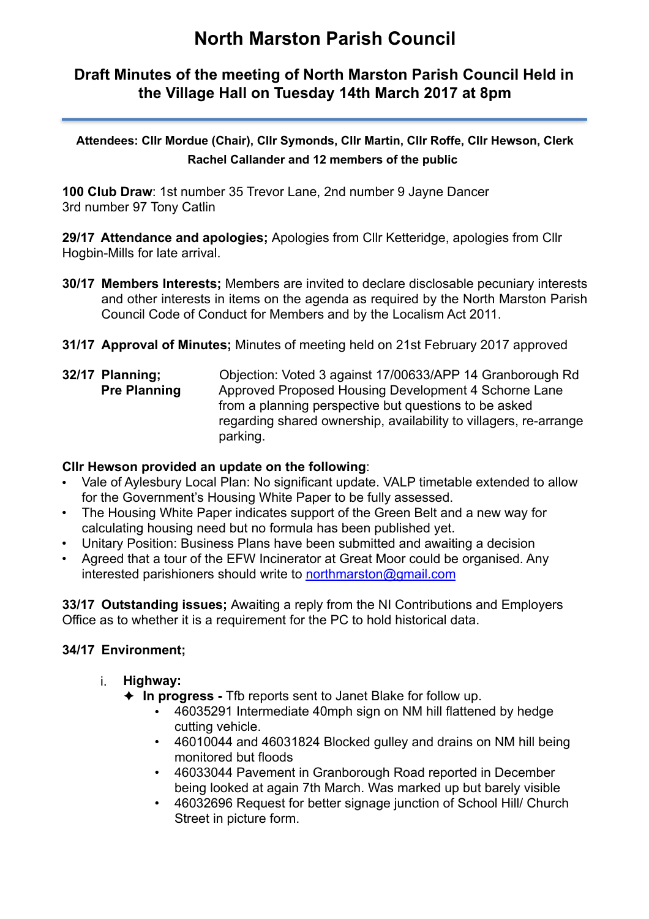# North Marston Parish Council

## Draft Minutes of the meeting of North Marston Parish Council Held in the Village Hall on Tuesday 14th March 2017 at 8pm

**Attendees: Cllr Mordue (Chair), Cllr Symonds, Cllr Martin, Cllr Roffe, Cllr Hewson, Clerk Rachel Callander and 12 members of the public**

**100 Club Draw**: 1st number 35 Trevor Lane, 2nd number 9 Jayne Dancer
3rd number 97 Tony Catlin

**29/17 Attendance and apologies;** Apologies from Cllr Ketteridge, apologies from Cllr Hogbin-Mills for late arrival.

**30/17 Members Interests;** Members are invited to declare disclosable pecuniary interests and other interests in items on the agenda as required by the North Marston Parish Council Code of Conduct for Members and by the Localism Act 2011.

**31/17 Approval of Minutes;** Minutes of meeting held on 21st February 2017 approved

**32/17 Planning;** Objection: Voted 3 against 17/00633/APP 14 Granborough Rd
**Pre Planning** Approved Proposed Housing Development 4 Schorne Lane from a planning perspective but questions to be asked regarding shared ownership, availability to villagers, re-arrange parking.

**Cllr Hewson provided an update on the following**:

- Vale of Aylesbury Local Plan: No significant update. VALP timetable extended to allow for the Government's Housing White Paper to be fully assessed.
- The Housing White Paper indicates support of the Green Belt and a new way for calculating housing need but no formula has been published yet.
- Unitary Position: Business Plans have been submitted and awaiting a decision
- Agreed that a tour of the EFW Incinerator at Great Moor could be organised. Any interested parishioners should write to northmarston@gmail.com

**33/17 Outstanding issues;** Awaiting a reply from the NI Contributions and Employers Office as to whether it is a requirement for the PC to hold historical data.

**34/17 Environment;**

i. **Highway:**
   - ✦ **In progress -** Tfb reports sent to Janet Blake for follow up.
     - 46035291 Intermediate 40mph sign on NM hill flattened by hedge cutting vehicle.
     - 46010044 and 46031824 Blocked gulley and drains on NM hill being monitored but floods
     - 46033044 Pavement in Granborough Road reported in December being looked at again 7th March. Was marked up but barely visible
     - 46032696 Request for better signage junction of School Hill/ Church Street in picture form.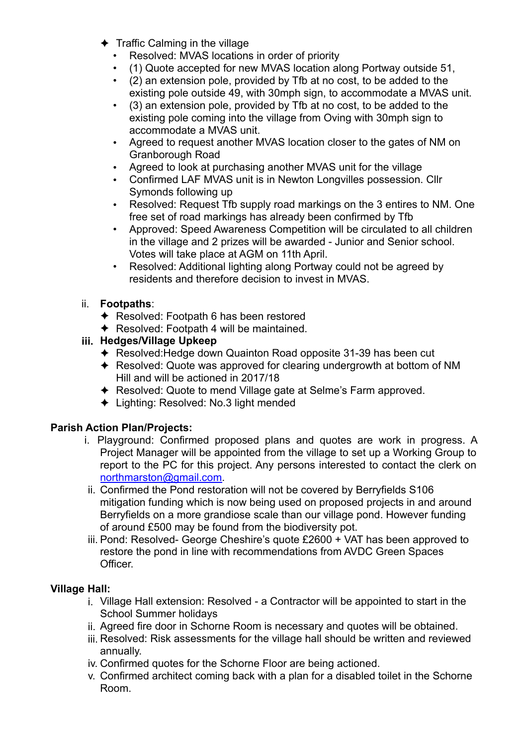- ✦ Traffic Calming in the village
  - Resolved: MVAS locations in order of priority
  - (1) Quote accepted for new MVAS location along Portway outside 51,
  - (2) an extension pole, provided by Tfb at no cost, to be added to the existing pole outside 49, with 30mph sign, to accommodate a MVAS unit.
  - (3) an extension pole, provided by Tfb at no cost, to be added to the existing pole coming into the village from Oving with 30mph sign to accommodate a MVAS unit.
  - Agreed to request another MVAS location closer to the gates of NM on Granborough Road
  - Agreed to look at purchasing another MVAS unit for the village
  - Confirmed LAF MVAS unit is in Newton Longvilles possession. Cllr Symonds following up
  - Resolved: Request Tfb supply road markings on the 3 entires to NM. One free set of road markings has already been confirmed by Tfb
  - Approved: Speed Awareness Competition will be circulated to all children in the village and 2 prizes will be awarded - Junior and Senior school. Votes will take place at AGM on 11th April.
  - Resolved: Additional lighting along Portway could not be agreed by residents and therefore decision to invest in MVAS.

ii. **Footpaths**:
- ✦ Resolved: Footpath 6 has been restored
- ✦ Resolved: Footpath 4 will be maintained.

iii. **Hedges/Village Upkeep**
- ✦ Resolved:Hedge down Quainton Road opposite 31-39 has been cut
- ✦ Resolved: Quote was approved for clearing undergrowth at bottom of NM Hill and will be actioned in 2017/18
- ✦ Resolved: Quote to mend Village gate at Selme's Farm approved.
- ✦ Lighting: Resolved: No.3 light mended

**Parish Action Plan/Projects:**

i. Playground: Confirmed proposed plans and quotes are work in progress. A Project Manager will be appointed from the village to set up a Working Group to report to the PC for this project. Any persons interested to contact the clerk on northmarston@gmail.com.

ii. Confirmed the Pond restoration will not be covered by Berryfields S106 mitigation funding which is now being used on proposed projects in and around Berryfields on a more grandiose scale than our village pond. However funding of around £500 may be found from the biodiversity pot.

iii. Pond: Resolved- George Cheshire's quote £2600 + VAT has been approved to restore the pond in line with recommendations from AVDC Green Spaces Officer.

**Village Hall:**

i. Village Hall extension: Resolved - a Contractor will be appointed to start in the School Summer holidays

ii. Agreed fire door in Schorne Room is necessary and quotes will be obtained.

iii. Resolved: Risk assessments for the village hall should be written and reviewed annually.

iv. Confirmed quotes for the Schorne Floor are being actioned.

v. Confirmed architect coming back with a plan for a disabled toilet in the Schorne Room.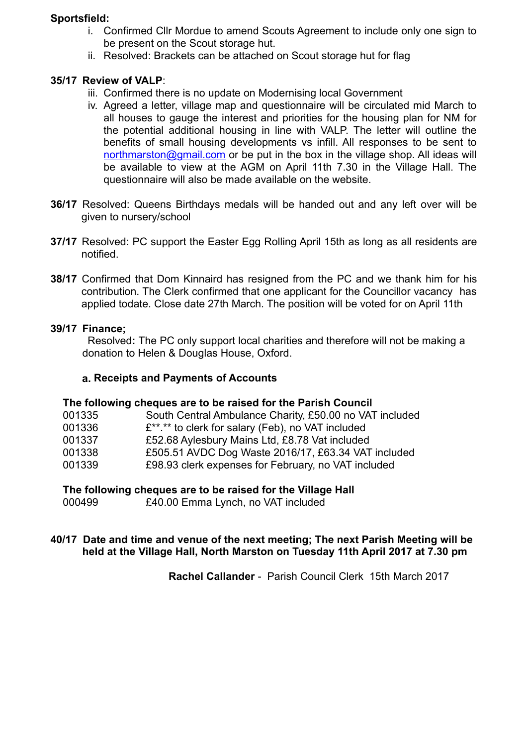**Sportsfield:**

i. Confirmed Cllr Mordue to amend Scouts Agreement to include only one sign to be present on the Scout storage hut.
ii. Resolved: Brackets can be attached on Scout storage hut for flag

**35/17 Review of VALP**:

iii. Confirmed there is no update on Modernising local Government
iv. Agreed a letter, village map and questionnaire will be circulated mid March to all houses to gauge the interest and priorities for the housing plan for NM for the potential additional housing in line with VALP. The letter will outline the benefits of small housing developments vs infill. All responses to be sent to northmarston@gmail.com or be put in the box in the village shop. All ideas will be available to view at the AGM on April 11th 7.30 in the Village Hall. The questionnaire will also be made available on the website.

**36/17** Resolved: Queens Birthdays medals will be handed out and any left over will be given to nursery/school

**37/17** Resolved: PC support the Easter Egg Rolling April 15th as long as all residents are notified.

**38/17** Confirmed that Dom Kinnaird has resigned from the PC and we thank him for his contribution. The Clerk confirmed that one applicant for the Councillor vacancy has applied todate. Close date 27th March. The position will be voted for on April 11th

**39/17 Finance;**

Resolved**:** The PC only support local charities and therefore will not be making a donation to Helen & Douglas House, Oxford.

**a. Receipts and Payments of Accounts**

**The following cheques are to be raised for the Parish Council**

| | |
|---|---|
| 001335 | South Central Ambulance Charity, £50.00 no VAT included |
| 001336 | £**.** to clerk for salary (Feb), no VAT included |
| 001337 | £52.68 Aylesbury Mains Ltd, £8.78 Vat included |
| 001338 | £505.51 AVDC Dog Waste 2016/17, £63.34 VAT included |
| 001339 | £98.93 clerk expenses for February, no VAT included |

**The following cheques are to be raised for the Village Hall**

| | |
|---|---|
| 000499 | £40.00 Emma Lynch, no VAT included |

**40/17 Date and time and venue of the next meeting; The next Parish Meeting will be held at the Village Hall, North Marston on Tuesday 11th April 2017 at 7.30 pm**

**Rachel Callander** - Parish Council Clerk 15th March 2017